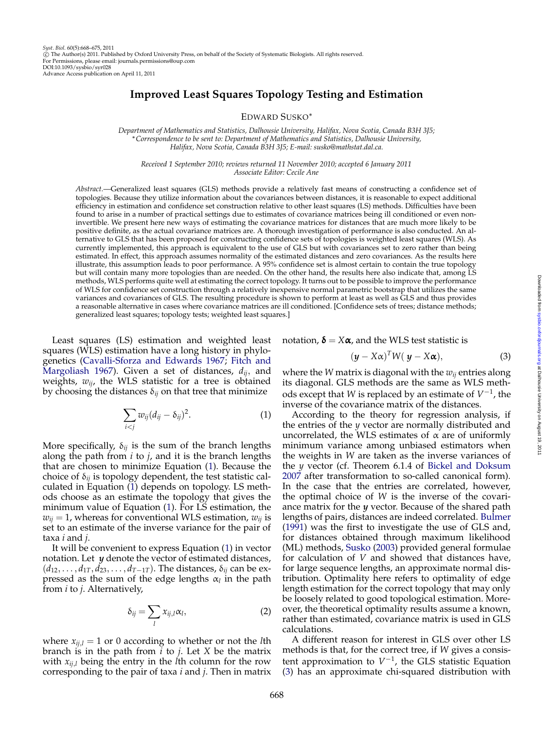# Improved Least Squares Topology Testing and Estimation

EDWARD SUSKO*

*Department of Mathematics and Statistics, Dalhousie University, Halifax, Nova Scotia, Canada B3H 3J5;*
*\*Correspondence to be sent to: Department of Mathematics and Statistics, Dalhousie University, Halifax, Nova Scotia, Canada B3H 3J5; E-mail: susko@mathstat.dal.ca.*

*Received 1 September 2010; reviews returned 11 November 2010; accepted 6 January 2011*
*Associate Editor: Cecile Ane*

*Abstract.*—Generalized least squares (GLS) methods provide a relatively fast means of constructing a confidence set of topologies. Because they utilize information about the covariances between distances, it is reasonable to expect additional efficiency in estimation and confidence set construction relative to other least squares (LS) methods. Difficulties have been found to arise in a number of practical settings due to estimates of covariance matrices being ill conditioned or even noninvertible. We present here new ways of estimating the covariance matrices for distances that are much more likely to be positive definite, as the actual covariance matrices are. A thorough investigation of performance is also conducted. An alternative to GLS that has been proposed for constructing confidence sets of topologies is weighted least squares (WLS). As currently implemented, this approach is equivalent to the use of GLS but with covariances set to zero rather than being estimated. In effect, this approach assumes normality of the estimated distances and zero covariances. As the results here illustrate, this assumption leads to poor performance. A 95% confidence set is almost certain to contain the true topology but will contain many more topologies than are needed. On the other hand, the results here also indicate that, among LS methods, WLS performs quite well at estimating the correct topology. It turns out to be possible to improve the performance of WLS for confidence set construction through a relatively inexpensive normal parametric bootstrap that utilizes the same variances and covariances of GLS. The resulting procedure is shown to perform at least as well as GLS and thus provides a reasonable alternative in cases where covariance matrices are ill conditioned. [Confidence sets of trees; distance methods; generalized least squares; topology tests; weighted least squares.]

Least squares (LS) estimation and weighted least squares (WLS) estimation have a long history in phylogenetics (Cavalli-Sforza and Edwards 1967; Fitch and Margoliash 1967). Given a set of distances, $d_{ij}$, and weights, $w_{ij}$, the WLS statistic for a tree is obtained by choosing the distances $\delta_{ij}$ on that tree that minimize

$$\sum_{i<j} w_{ij}(d_{ij} - \delta_{ij})^2. \tag{1}$$

More specifically, $\delta_{ij}$ is the sum of the branch lengths along the path from $i$ to $j$, and it is the branch lengths that are chosen to minimize Equation (1). Because the choice of $\delta_{ij}$ is topology dependent, the test statistic calculated in Equation (1) depends on topology. LS methods choose as an estimate the topology that gives the minimum value of Equation (1). For LS estimation, the $w_{ij} = 1$, whereas for conventional WLS estimation, $w_{ij}$ is set to an estimate of the inverse variance for the pair of taxa $i$ and $j$.

It will be convenient to express Equation (1) in vector notation. Let $\boldsymbol{y}$ denote the vector of estimated distances, $(d_{12}, \ldots, d_{1T}, d_{23}, \ldots, d_{T-1T})$. The distances, $\delta_{ij}$ can be expressed as the sum of the edge lengths $\alpha_l$ in the path from $i$ to $j$. Alternatively,

$$\delta_{ij} = \sum_l x_{ij,l}\alpha_l, \tag{2}$$

where $x_{ij,l} = 1$ or 0 according to whether or not the $l$th branch is in the path from $i$ to $j$. Let $X$ be the matrix with $x_{ij,l}$ being the entry in the $l$th column for the row corresponding to the pair of taxa $i$ and $j$. Then in matrix notation, $\boldsymbol{\delta} = X\boldsymbol{\alpha}$, and the WLS test statistic is

$$(\boldsymbol{y} - X\alpha)^T W(\boldsymbol{y} - X\boldsymbol{\alpha}), \tag{3}$$

where the $W$ matrix is diagonal with the $w_{ij}$ entries along its diagonal. GLS methods are the same as WLS methods except that $W$ is replaced by an estimate of $V^{-1}$, the inverse of the covariance matrix of the distances.

According to the theory for regression analysis, if the entries of the $y$ vector are normally distributed and uncorrelated, the WLS estimates of $\alpha$ are of uniformly minimum variance among unbiased estimators when the weights in $W$ are taken as the inverse variances of the $y$ vector (cf. Theorem 6.1.4 of Bickel and Doksum 2007 after transformation to so-called canonical form). In the case that the entries are correlated, however, the optimal choice of $W$ is the inverse of the covariance matrix for the $\boldsymbol{y}$ vector. Because of the shared path lengths of pairs, distances are indeed correlated. Bulmer (1991) was the first to investigate the use of GLS and, for distances obtained through maximum likelihood (ML) methods, Susko (2003) provided general formulae for calculation of $V$ and showed that distances have, for large sequence lengths, an approximate normal distribution. Optimality here refers to optimality of edge length estimation for the correct topology that may only be loosely related to good topological estimation. Moreover, the theoretical optimality results assume a known, rather than estimated, covariance matrix is used in GLS calculations.

A different reason for interest in GLS over other LS methods is that, for the correct tree, if $W$ gives a consistent approximation to $V^{-1}$, the GLS statistic Equation (3) has an approximate chi-squared distribution with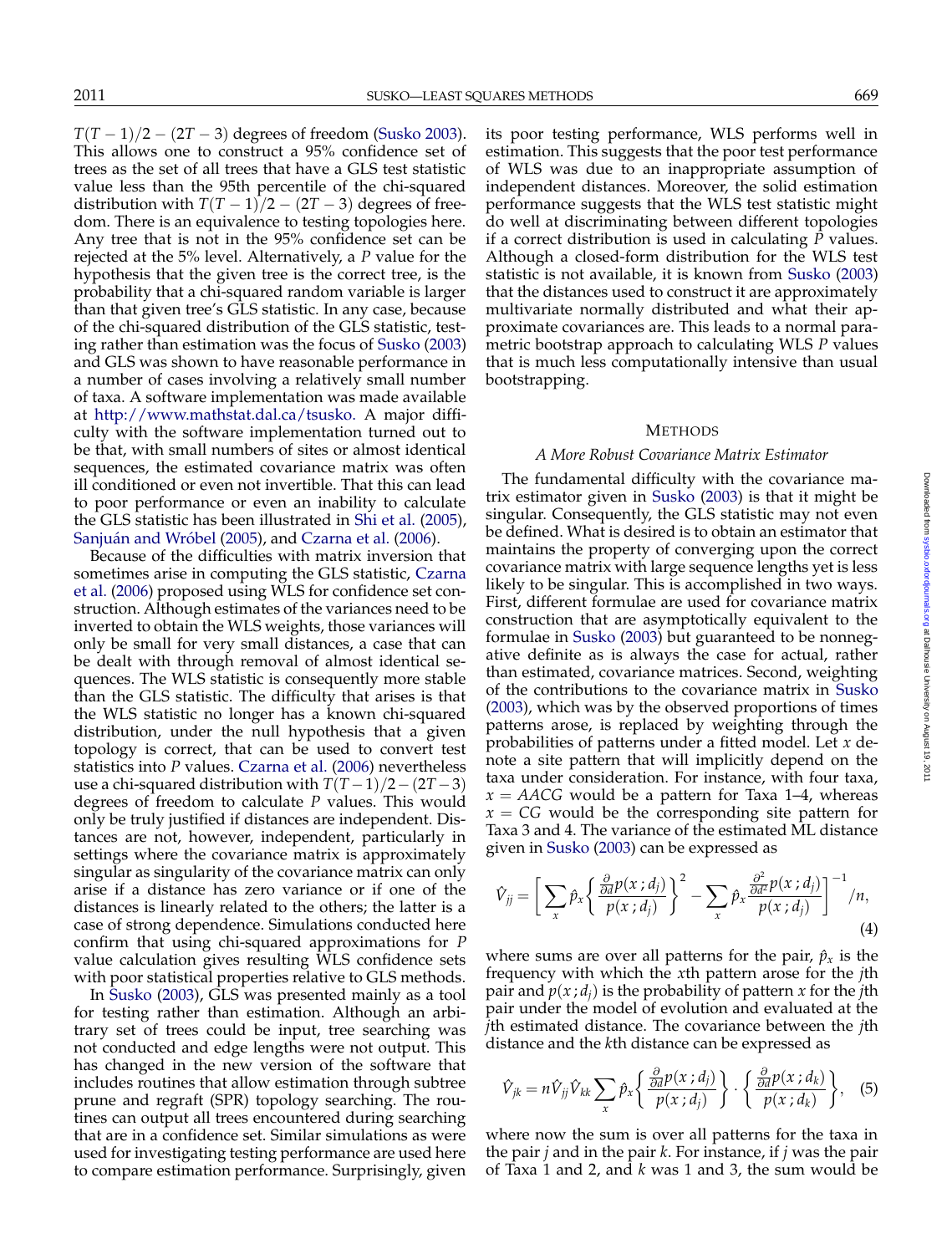$T(T-1)/2-(2T-3)$ degrees of freedom (Susko 2003). This allows one to construct a 95% confidence set of trees as the set of all trees that have a GLS test statistic value less than the 95th percentile of the chi-squared distribution with $T(T-1)/2-(2T-3)$ degrees of freedom. There is an equivalence to testing topologies here. Any tree that is not in the 95% confidence set can be rejected at the 5% level. Alternatively, a $P$ value for the hypothesis that the given tree is the correct tree, is the probability that a chi-squared random variable is larger than that given tree's GLS statistic. In any case, because of the chi-squared distribution of the GLS statistic, testing rather than estimation was the focus of Susko (2003) and GLS was shown to have reasonable performance in a number of cases involving a relatively small number of taxa. A software implementation was made available at http://www.mathstat.dal.ca/tsusko. A major difficulty with the software implementation turned out to be that, with small numbers of sites or almost identical sequences, the estimated covariance matrix was often ill conditioned or even not invertible. That this can lead to poor performance or even an inability to calculate the GLS statistic has been illustrated in Shi et al. (2005), Sanjuán and Wróbel (2005), and Czarna et al. (2006).

Because of the difficulties with matrix inversion that sometimes arise in computing the GLS statistic, Czarna et al. (2006) proposed using WLS for confidence set construction. Although estimates of the variances need to be inverted to obtain the WLS weights, those variances will only be small for very small distances, a case that can be dealt with through removal of almost identical sequences. The WLS statistic is consequently more stable than the GLS statistic. The difficulty that arises is that the WLS statistic no longer has a known chi-squared distribution, under the null hypothesis that a given topology is correct, that can be used to convert test statistics into $P$ values. Czarna et al. (2006) nevertheless use a chi-squared distribution with $T(T-1)/2-(2T-3)$ degrees of freedom to calculate $P$ values. This would only be truly justified if distances are independent. Distances are not, however, independent, particularly in settings where the covariance matrix is approximately singular as singularity of the covariance matrix can only arise if a distance has zero variance or if one of the distances is linearly related to the others; the latter is a case of strong dependence. Simulations conducted here confirm that using chi-squared approximations for $P$ value calculation gives resulting WLS confidence sets with poor statistical properties relative to GLS methods.

In Susko (2003), GLS was presented mainly as a tool for testing rather than estimation. Although an arbitrary set of trees could be input, tree searching was not conducted and edge lengths were not output. This has changed in the new version of the software that includes routines that allow estimation through subtree prune and regraft (SPR) topology searching. The routines can output all trees encountered during searching that are in a confidence set. Similar simulations as were used for investigating testing performance are used here to compare estimation performance. Surprisingly, given its poor testing performance, WLS performs well in estimation. This suggests that the poor test performance of WLS was due to an inappropriate assumption of independent distances. Moreover, the solid estimation performance suggests that the WLS test statistic might do well at discriminating between different topologies if a correct distribution is used in calculating $P$ values. Although a closed-form distribution for the WLS test statistic is not available, it is known from Susko (2003) that the distances used to construct it are approximately multivariate normally distributed and what their approximate covariances are. This leads to a normal parametric bootstrap approach to calculating WLS $P$ values that is much less computationally intensive than usual bootstrapping.

## METHODS

### *A More Robust Covariance Matrix Estimator*

The fundamental difficulty with the covariance matrix estimator given in Susko (2003) is that it might be singular. Consequently, the GLS statistic may not even be defined. What is desired is to obtain an estimator that maintains the property of converging upon the correct covariance matrix with large sequence lengths yet is less likely to be singular. This is accomplished in two ways. First, different formulae are used for covariance matrix construction that are asymptotically equivalent to the formulae in Susko (2003) but guaranteed to be nonnegative definite as is always the case for actual, rather than estimated, covariance matrices. Second, weighting of the contributions to the covariance matrix in Susko (2003), which was by the observed proportions of times patterns arose, is replaced by weighting through the probabilities of patterns under a fitted model. Let $x$ denote a site pattern that will implicitly depend on the taxa under consideration. For instance, with four taxa, $x = AACG$ would be a pattern for Taxa 1–4, whereas $x = CG$ would be the corresponding site pattern for Taxa 3 and 4. The variance of the estimated ML distance given in Susko (2003) can be expressed as

$$\hat{V}_{jj} = \left[ \sum_x \hat{p}_x \left\{ \frac{\frac{\partial}{\partial d} p(x\,;d_j)}{p(x\,;d_j)} \right\}^2 - \sum_x \hat{p}_x \frac{\frac{\partial^2}{\partial d^2} p(x\,;d_j)}{p(x\,;d_j)} \right]^{-1} /n, \tag{4}$$

where sums are over all patterns for the pair, $\hat{p}_x$ is the frequency with which the $x$th pattern arose for the $j$th pair and $p(x\,;d_j)$ is the probability of pattern $x$ for the $j$th pair under the model of evolution and evaluated at the $j$th estimated distance. The covariance between the $j$th distance and the $k$th distance can be expressed as

$$\hat{V}_{jk} = n\hat{V}_{jj}\hat{V}_{kk} \sum_x \hat{p}_x \left\{ \frac{\frac{\partial}{\partial d} p(x\,;d_j)}{p(x\,;d_j)} \right\} \cdot \left\{ \frac{\frac{\partial}{\partial d} p(x\,;d_k)}{p(x\,;d_k)} \right\}, \tag{5}$$

where now the sum is over all patterns for the taxa in the pair $j$ and in the pair $k$. For instance, if $j$ was the pair of Taxa 1 and 2, and $k$ was 1 and 3, the sum would be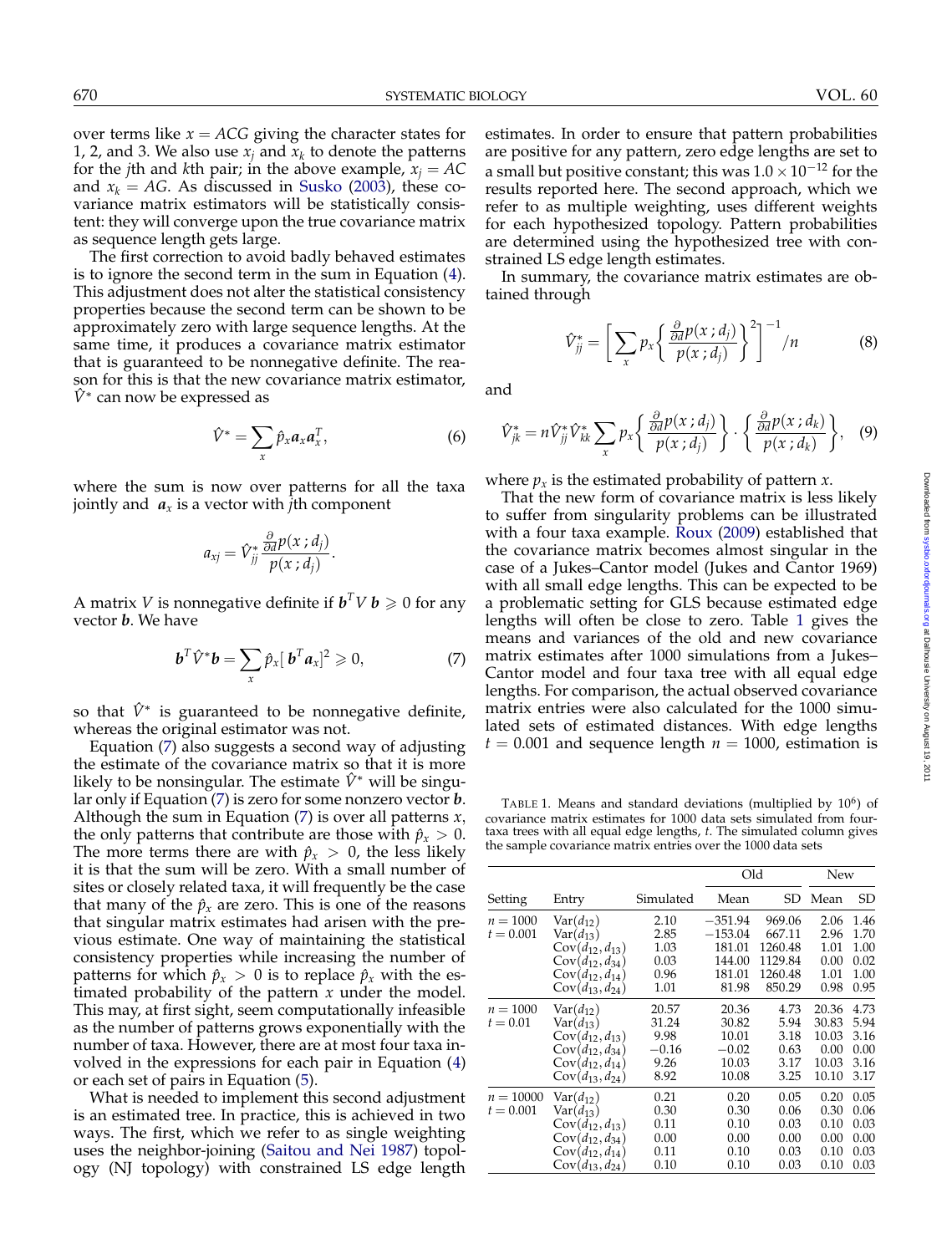over terms like $x = ACG$ giving the character states for 1, 2, and 3. We also use $x_j$ and $x_k$ to denote the patterns for the $j$th and $k$th pair; in the above example, $x_j = AC$ and $x_k = AG$. As discussed in Susko (2003), these covariance matrix estimators will be statistically consistent: they will converge upon the true covariance matrix as sequence length gets large.

The first correction to avoid badly behaved estimates is to ignore the second term in the sum in Equation (4). This adjustment does not alter the statistical consistency properties because the second term can be shown to be approximately zero with large sequence lengths. At the same time, it produces a covariance matrix estimator that is guaranteed to be nonnegative definite. The reason for this is that the new covariance matrix estimator, $\hat{V}^*$ can now be expressed as

$$\hat{V}^* = \sum_x \hat{p}_x \boldsymbol{a}_x \boldsymbol{a}_x^T, \tag{6}$$

where the sum is now over patterns for all the taxa jointly and $\boldsymbol{a}_x$ is a vector with $j$th component

$$a_{xj} = \hat{V}^*_{jj} \frac{\frac{\partial}{\partial d} p(x\,;d_j)}{p(x\,;d_j)}.$$

A matrix $V$ is nonnegative definite if $\boldsymbol{b}^T V \boldsymbol{b} \geqslant 0$ for any vector $\boldsymbol{b}$. We have

$$\boldsymbol{b}^T \hat{V}^* \boldsymbol{b} = \sum_x \hat{p}_x [\,\boldsymbol{b}^T \boldsymbol{a}_x]^2 \geqslant 0, \tag{7}$$

so that $\hat{V}^*$ is guaranteed to be nonnegative definite, whereas the original estimator was not.

Equation (7) also suggests a second way of adjusting the estimate of the covariance matrix so that it is more likely to be nonsingular. The estimate $\hat{V}^*$ will be singular only if Equation (7) is zero for some nonzero vector $\boldsymbol{b}$. Although the sum in Equation (7) is over all patterns $x$, the only patterns that contribute are those with $\hat{p}_x > 0$. The more terms there are with $\hat{p}_x > 0$, the less likely it is that the sum will be zero. With a small number of sites or closely related taxa, it will frequently be the case that many of the $\hat{p}_x$ are zero. This is one of the reasons that singular matrix estimates had arisen with the previous estimate. One way of maintaining the statistical consistency properties while increasing the number of patterns for which $\hat{p}_x > 0$ is to replace $\hat{p}_x$ with the estimated probability of the pattern $x$ under the model. This may, at first sight, seem computationally infeasible as the number of patterns grows exponentially with the number of taxa. However, there are at most four taxa involved in the expressions for each pair in Equation (4) or each set of pairs in Equation (5).

What is needed to implement this second adjustment is an estimated tree. In practice, this is achieved in two ways. The first, which we refer to as single weighting uses the neighbor-joining (Saitou and Nei 1987) topology (NJ topology) with constrained LS edge length estimates. In order to ensure that pattern probabilities are positive for any pattern, zero edge lengths are set to a small but positive constant; this was $1.0 \times 10^{-12}$ for the results reported here. The second approach, which we refer to as multiple weighting, uses different weights for each hypothesized topology. Pattern probabilities are determined using the hypothesized tree with constrained LS edge length estimates.

In summary, the covariance matrix estimates are obtained through

$$\hat{V}^*_{jj} = \left[ \sum_x p_x \left\{ \frac{\frac{\partial}{\partial d} p(x\,;d_j)}{p(x\,;d_j)} \right\}^2 \right]^{-1} \Big/ n \tag{8}$$

and

$$\hat{V}^*_{jk} = n \hat{V}^*_{jj} \hat{V}^*_{kk} \sum_x p_x \left\{ \frac{\frac{\partial}{\partial d} p(x\,;d_j)}{p(x\,;d_j)} \right\} \cdot \left\{ \frac{\frac{\partial}{\partial d} p(x\,;d_k)}{p(x\,;d_k)} \right\}, \tag{9}$$

where $p_x$ is the estimated probability of pattern $x$.

That the new form of covariance matrix is less likely to suffer from singularity problems can be illustrated with a four taxa example. Roux (2009) established that the covariance matrix becomes almost singular in the case of a Jukes–Cantor model (Jukes and Cantor 1969) with all small edge lengths. This can be expected to be a problematic setting for GLS because estimated edge lengths will often be close to zero. Table 1 gives the means and variances of the old and new covariance matrix estimates after 1000 simulations from a Jukes–Cantor model and four taxa tree with all equal edge lengths. For comparison, the actual observed covariance matrix entries were also calculated for the 1000 simulated sets of estimated distances. With edge lengths $t = 0.001$ and sequence length $n = 1000$, estimation is

TABLE 1. Means and standard deviations (multiplied by $10^6$) of covariance matrix estimates for 1000 data sets simulated from four-taxa trees with all equal edge lengths, $t$. The simulated column gives the sample covariance matrix entries over the 1000 data sets

| Setting | Entry | Simulated | Old | | New | |
|---|---|---|---|---|---|---|
| | | | Mean | SD | Mean | SD |
| $n = 1000$, $t = 0.001$ | $\text{Var}(d_{12})$ | 2.10 | −351.94 | 969.06 | 2.06 | 1.46 |
| | $\text{Var}(d_{13})$ | 2.85 | −153.04 | 667.11 | 2.96 | 1.70 |
| | $\text{Cov}(d_{12}, d_{13})$ | 1.03 | 181.01 | 1260.48 | 1.01 | 1.00 |
| | $\text{Cov}(d_{12}, d_{34})$ | 0.03 | 144.00 | 1129.84 | 0.00 | 0.02 |
| | $\text{Cov}(d_{12}, d_{14})$ | 0.96 | 181.01 | 1260.48 | 1.01 | 1.00 |
| | $\text{Cov}(d_{13}, d_{24})$ | 1.01 | 81.98 | 850.29 | 0.98 | 0.95 |
| $n = 1000$, $t = 0.01$ | $\text{Var}(d_{12})$ | 20.57 | 20.36 | 4.73 | 20.36 | 4.73 |
| | $\text{Var}(d_{13})$ | 31.24 | 30.82 | 5.94 | 30.83 | 5.94 |
| | $\text{Cov}(d_{12}, d_{13})$ | 9.98 | 10.01 | 3.18 | 10.03 | 3.16 |
| | $\text{Cov}(d_{12}, d_{34})$ | −0.16 | −0.02 | 0.63 | 0.00 | 0.00 |
| | $\text{Cov}(d_{12}, d_{14})$ | 9.26 | 10.03 | 3.17 | 10.03 | 3.16 |
| | $\text{Cov}(d_{13}, d_{24})$ | 8.92 | 10.08 | 3.25 | 10.10 | 3.17 |
| $n = 10000$, $t = 0.001$ | $\text{Var}(d_{12})$ | 0.21 | 0.20 | 0.05 | 0.20 | 0.05 |
| | $\text{Var}(d_{13})$ | 0.30 | 0.30 | 0.06 | 0.30 | 0.06 |
| | $\text{Cov}(d_{12}, d_{13})$ | 0.11 | 0.10 | 0.03 | 0.10 | 0.03 |
| | $\text{Cov}(d_{12}, d_{34})$ | 0.00 | 0.00 | 0.00 | 0.00 | 0.00 |
| | $\text{Cov}(d_{12}, d_{14})$ | 0.11 | 0.10 | 0.03 | 0.10 | 0.03 |
| | $\text{Cov}(d_{13}, d_{24})$ | 0.10 | 0.10 | 0.03 | 0.10 | 0.03 |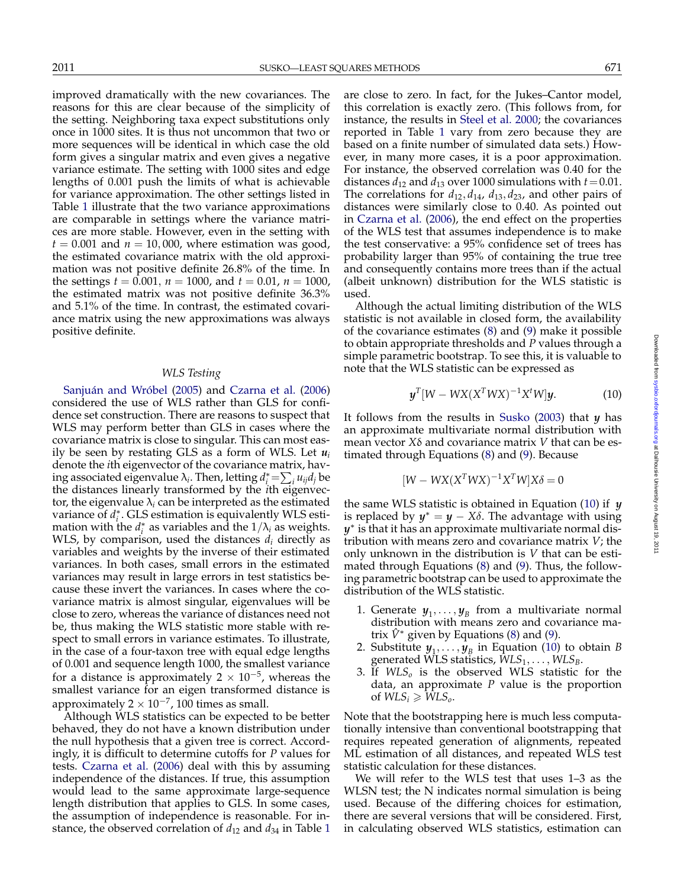improved dramatically with the new covariances. The reasons for this are clear because of the simplicity of the setting. Neighboring taxa expect substitutions only once in 1000 sites. It is thus not uncommon that two or more sequences will be identical in which case the old form gives a singular matrix and even gives a negative variance estimate. The setting with 1000 sites and edge lengths of 0.001 push the limits of what is achievable for variance approximation. The other settings listed in Table 1 illustrate that the two variance approximations are comparable in settings where the variance matrices are more stable. However, even in the setting with $t = 0.001$ and $n = 10,000$, where estimation was good, the estimated covariance matrix with the old approximation was not positive definite 26.8% of the time. In the settings $t = 0.001$, $n = 1000$, and $t = 0.01$, $n = 1000$, the estimated matrix was not positive definite 36.3% and 5.1% of the time. In contrast, the estimated covariance matrix using the new approximations was always positive definite.

### *WLS Testing*

Sanjuán and Wróbel (2005) and Czarna et al. (2006) considered the use of WLS rather than GLS for confidence set construction. There are reasons to suspect that WLS may perform better than GLS in cases where the covariance matrix is close to singular. This can most easily be seen by restating GLS as a form of WLS. Let $\boldsymbol{u}_i$ denote the $i$th eigenvector of the covariance matrix, having associated eigenvalue $\lambda_i$. Then, letting $d_i^* = \sum_i u_{ij} d_j$ be the distances linearly transformed by the $i$th eigenvector, the eigenvalue $\lambda_i$ can be interpreted as the estimated variance of $d_i^*$. GLS estimation is equivalently WLS estimation with the $d_i^*$ as variables and the $1/\lambda_i$ as weights. WLS, by comparison, used the distances $d_i$ directly as variables and weights by the inverse of their estimated variances. In both cases, small errors in the estimated variances may result in large errors in test statistics because these invert the variances. In cases where the covariance matrix is almost singular, eigenvalues will be close to zero, whereas the variance of distances need not be, thus making the WLS statistic more stable with respect to small errors in variance estimates. To illustrate, in the case of a four-taxon tree with equal edge lengths of 0.001 and sequence length 1000, the smallest variance for a distance is approximately $2 \times 10^{-5}$, whereas the smallest variance for an eigen transformed distance is approximately $2 \times 10^{-7}$, 100 times as small.

Although WLS statistics can be expected to be better behaved, they do not have a known distribution under the null hypothesis that a given tree is correct. Accordingly, it is difficult to determine cutoffs for $P$ values for tests. Czarna et al. (2006) deal with this by assuming independence of the distances. If true, this assumption would lead to the same approximate large-sequence length distribution that applies to GLS. In some cases, the assumption of independence is reasonable. For instance, the observed correlation of $d_{12}$ and $d_{34}$ in Table 1 are close to zero. In fact, for the Jukes–Cantor model, this correlation is exactly zero. (This follows from, for instance, the results in Steel et al. 2000; the covariances reported in Table 1 vary from zero because they are based on a finite number of simulated data sets.) However, in many more cases, it is a poor approximation. For instance, the observed correlation was 0.40 for the distances $d_{12}$ and $d_{13}$ over 1000 simulations with $t = 0.01$. The correlations for $d_{12}, d_{14}$, $d_{13}, d_{23}$, and other pairs of distances were similarly close to 0.40. As pointed out in Czarna et al. (2006), the end effect on the properties of the WLS test that assumes independence is to make the test conservative: a 95% confidence set of trees has probability larger than 95% of containing the true tree and consequently contains more trees than if the actual (albeit unknown) distribution for the WLS statistic is used.

Although the actual limiting distribution of the WLS statistic is not available in closed form, the availability of the covariance estimates (8) and (9) make it possible to obtain appropriate thresholds and $P$ values through a simple parametric bootstrap. To see this, it is valuable to note that the WLS statistic can be expressed as

$$\boldsymbol{y}^T[W - WX(X^TWX)^{-1}X^tW]\boldsymbol{y}. \tag{10}$$

It follows from the results in Susko (2003) that $\boldsymbol{y}$ has an approximate multivariate normal distribution with mean vector $X\delta$ and covariance matrix $V$ that can be estimated through Equations (8) and (9). Because

$$[W - WX(X^TWX)^{-1}X^TW]X\delta = 0$$

the same WLS statistic is obtained in Equation (10) if $\boldsymbol{y}$ is replaced by $\boldsymbol{y}^* = \boldsymbol{y} - X\delta$. The advantage with using $\boldsymbol{y}^*$ is that it has an approximate multivariate normal distribution with means zero and covariance matrix $V$; the only unknown in the distribution is $V$ that can be estimated through Equations (8) and (9). Thus, the following parametric bootstrap can be used to approximate the distribution of the WLS statistic.

1. Generate $\boldsymbol{y}_1, \ldots, \boldsymbol{y}_B$ from a multivariate normal distribution with means zero and covariance matrix $\hat{V}^*$ given by Equations (8) and (9).
2. Substitute $\boldsymbol{y}_1, \ldots, \boldsymbol{y}_B$ in Equation (10) to obtain $B$ generated WLS statistics, $WLS_1, \ldots, WLS_B$.
3. If $WLS_o$ is the observed WLS statistic for the data, an approximate $P$ value is the proportion of $WLS_i \geqslant WLS_o$.

Note that the bootstrapping here is much less computationally intensive than conventional bootstrapping that requires repeated generation of alignments, repeated ML estimation of all distances, and repeated WLS test statistic calculation for these distances.

We will refer to the WLS test that uses 1–3 as the WLSN test; the N indicates normal simulation is being used. Because of the differing choices for estimation, there are several versions that will be considered. First, in calculating observed WLS statistics, estimation can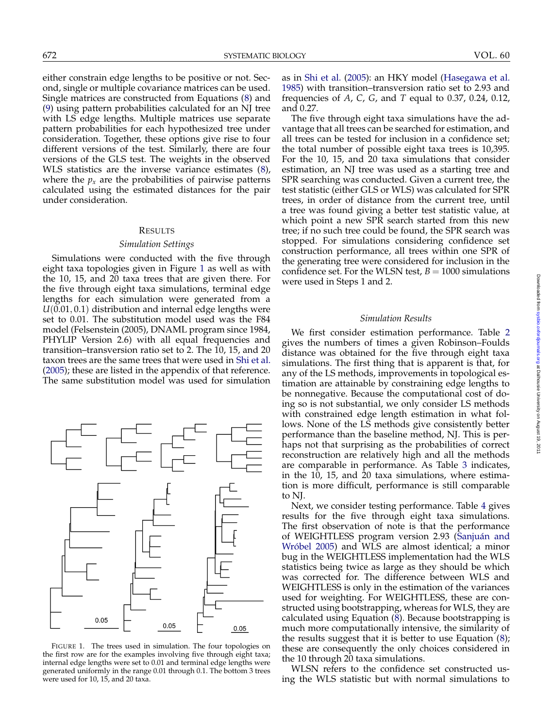either constrain edge lengths to be positive or not. Second, single or multiple covariance matrices can be used. Single matrices are constructed from Equations (8) and (9) using pattern probabilities calculated for an NJ tree with LS edge lengths. Multiple matrices use separate pattern probabilities for each hypothesized tree under consideration. Together, these options give rise to four different versions of the test. Similarly, there are four versions of the GLS test. The weights in the observed WLS statistics are the inverse variance estimates (8), where the $p_x$ are the probabilities of pairwise patterns calculated using the estimated distances for the pair under consideration.

## Results

### *Simulation Settings*

Simulations were conducted with the five through eight taxa topologies given in Figure 1 as well as with the 10, 15, and 20 taxa trees that are given there. For the five through eight taxa simulations, terminal edge lengths for each simulation were generated from a $U(0.01, 0.1)$ distribution and internal edge lengths were set to 0.01. The substitution model used was the F84 model (Felsenstein (2005), DNAML program since 1984, PHYLIP Version 2.6) with all equal frequencies and transition–transversion ratio set to 2. The 10, 15, and 20 taxon trees are the same trees that were used in Shi et al. (2005); these are listed in the appendix of that reference. The same substitution model was used for simulation as in Shi et al. (2005): an HKY model (Hasegawa et al. 1985) with transition–transversion ratio set to 2.93 and frequencies of $A$, $C$, $G$, and $T$ equal to 0.37, 0.24, 0.12, and 0.27.

FIGURE 1. The trees used in simulation. The four topologies on the first row are for the examples involving five through eight taxa; internal edge lengths were set to 0.01 and terminal edge lengths were generated uniformly in the range 0.01 through 0.1. The bottom 3 trees were used for 10, 15, and 20 taxa.

The five through eight taxa simulations have the advantage that all trees can be searched for estimation, and all trees can be tested for inclusion in a confidence set; the total number of possible eight taxa trees is 10,395. For the 10, 15, and 20 taxa simulations that consider estimation, an NJ tree was used as a starting tree and SPR searching was conducted. Given a current tree, the test statistic (either GLS or WLS) was calculated for SPR trees, in order of distance from the current tree, until a tree was found giving a better test statistic value, at which point a new SPR search started from this new tree; if no such tree could be found, the SPR search was stopped. For simulations considering confidence set construction performance, all trees within one SPR of the generating tree were considered for inclusion in the confidence set. For the WLSN test, $B = 1000$ simulations were used in Steps 1 and 2.

### *Simulation Results*

We first consider estimation performance. Table 2 gives the numbers of times a given Robinson–Foulds distance was obtained for the five through eight taxa simulations. The first thing that is apparent is that, for any of the LS methods, improvements in topological estimation are attainable by constraining edge lengths to be nonnegative. Because the computational cost of doing so is not substantial, we only consider LS methods with constrained edge length estimation in what follows. None of the LS methods give consistently better performance than the baseline method, NJ. This is perhaps not that surprising as the probabilities of correct reconstruction are relatively high and all the methods are comparable in performance. As Table 3 indicates, in the 10, 15, and 20 taxa simulations, where estimation is more difficult, performance is still comparable to NJ.

Next, we consider testing performance. Table 4 gives results for the five through eight taxa simulations. The first observation of note is that the performance of WEIGHTLESS program version 2.93 (Sanjuán and Wróbel 2005) and WLS are almost identical; a minor bug in the WEIGHTLESS implementation had the WLS statistics being twice as large as they should be which was corrected for. The difference between WLS and WEIGHTLESS is only in the estimation of the variances used for weighting. For WEIGHTLESS, these are constructed using bootstrapping, whereas for WLS, they are calculated using Equation (8). Because bootstrapping is much more computationally intensive, the similarity of the results suggest that it is better to use Equation (8); these are consequently the only choices considered in the 10 through 20 taxa simulations.

WLSN refers to the confidence set constructed using the WLS statistic but with normal simulations to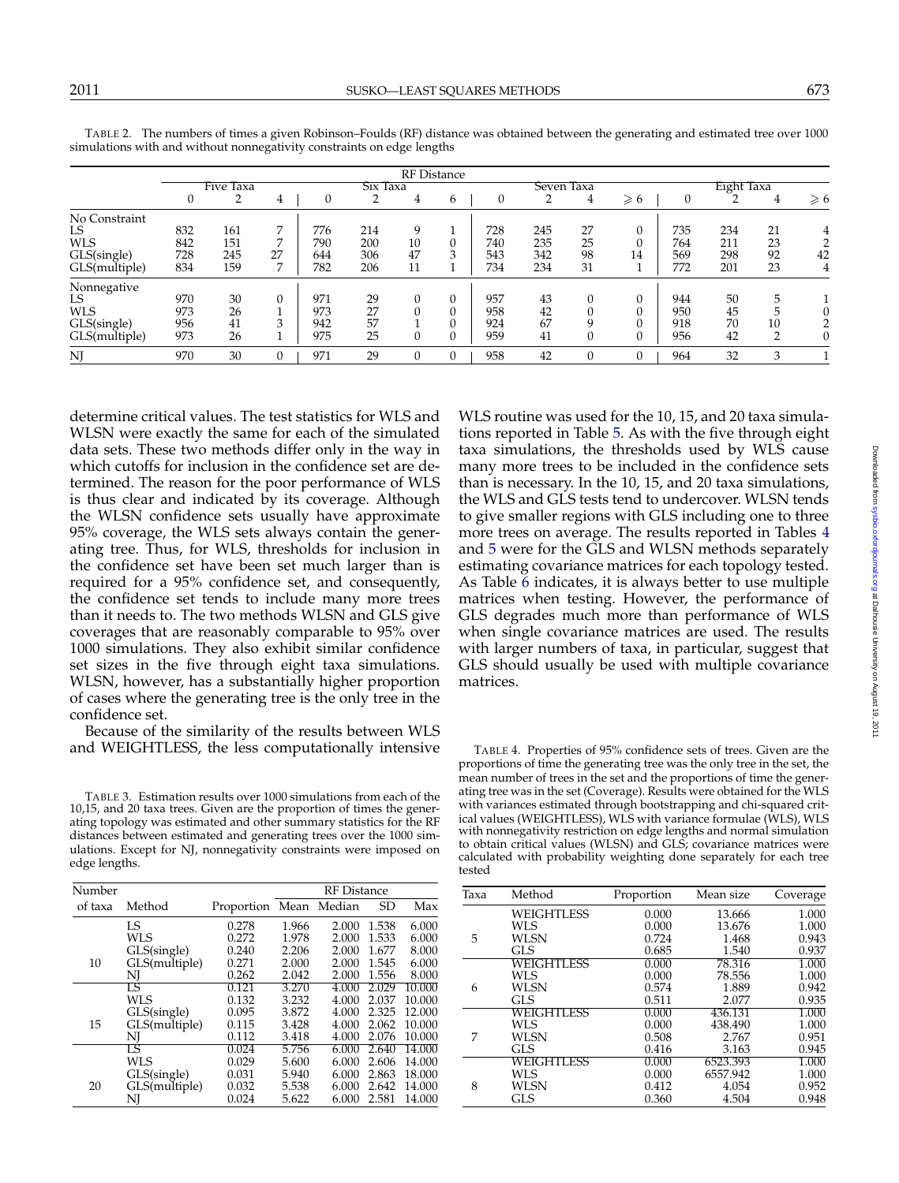TABLE 2. The numbers of times a given Robinson–Foulds (RF) distance was obtained between the generating and estimated tree over 1000 simulations with and without nonnegativity constraints on edge lengths

| | RF Distance | | | | | | | | | | | | | | | |
|---|---|---|---|---|---|---|---|---|---|---|---|---|---|---|---|---|
| | Five Taxa | | | Six Taxa | | | | Seven Taxa | | | | Eight Taxa | | | | |
| | 0 | 2 | 4 | 0 | 2 | 4 | 6 | 0 | 2 | 4 | ⩾ 6 | 0 | 2 | 4 | ⩾ 6 | |
| No Constraint | | | | | | | | | | | | | | | | |
| LS | 832 | 161 | 7 | 776 | 214 | 9 | 1 | 728 | 245 | 27 | 0 | 735 | 234 | 21 | 4 | |
| WLS | 842 | 151 | 7 | 790 | 200 | 10 | 0 | 740 | 235 | 25 | 0 | 764 | 211 | 23 | 2 | |
| GLS(single) | 728 | 245 | 27 | 644 | 306 | 47 | 3 | 543 | 342 | 98 | 14 | 569 | 298 | 92 | 42 | |
| GLS(multiple) | 834 | 159 | 7 | 782 | 206 | 11 | 1 | 734 | 234 | 31 | 1 | 772 | 201 | 23 | 4 | |
| Nonnegative | | | | | | | | | | | | | | | | |
| LS | 970 | 30 | 0 | 971 | 29 | 0 | 0 | 957 | 43 | 0 | 0 | 944 | 50 | 5 | 1 | |
| WLS | 973 | 26 | 1 | 973 | 27 | 0 | 0 | 958 | 42 | 0 | 0 | 950 | 45 | 5 | 0 | |
| GLS(single) | 956 | 41 | 3 | 942 | 57 | 1 | 0 | 924 | 67 | 9 | 0 | 918 | 70 | 10 | 2 | |
| GLS(multiple) | 973 | 26 | 1 | 975 | 25 | 0 | 0 | 959 | 41 | 0 | 0 | 956 | 42 | 2 | 0 | |
| NJ | 970 | 30 | 0 | 971 | 29 | 0 | 0 | 958 | 42 | 0 | 0 | 964 | 32 | 3 | 1 | |

determine critical values. The test statistics for WLS and WLSN were exactly the same for each of the simulated data sets. These two methods differ only in the way in which cutoffs for inclusion in the confidence set are determined. The reason for the poor performance of WLS is thus clear and indicated by its coverage. Although the WLSN confidence sets usually have approximate 95% coverage, the WLS sets always contain the generating tree. Thus, for WLS, thresholds for inclusion in the confidence set have been set much larger than is required for a 95% confidence set, and consequently, the confidence set tends to include many more trees than it needs to. The two methods WLSN and GLS give coverages that are reasonably comparable to 95% over 1000 simulations. They also exhibit similar confidence set sizes in the five through eight taxa simulations. WLSN, however, has a substantially higher proportion of cases where the generating tree is the only tree in the confidence set.

Because of the similarity of the results between WLS and WEIGHTLESS, the less computationally intensive WLS routine was used for the 10, 15, and 20 taxa simulations reported in Table 5. As with the five through eight taxa simulations, the thresholds used by WLS cause many more trees to be included in the confidence sets than is necessary. In the 10, 15, and 20 taxa simulations, the WLS and GLS tests tend to undercover. WLSN tends to give smaller regions with GLS including one to three more trees on average. The results reported in Tables 4 and 5 were for the GLS and WLSN methods separately estimating covariance matrices for each topology tested. As Table 6 indicates, it is always better to use multiple matrices when testing. However, the performance of GLS degrades much more than performance of WLS when single covariance matrices are used. The results with larger numbers of taxa, in particular, suggest that GLS should usually be used with multiple covariance matrices.

TABLE 3. Estimation results over 1000 simulations from each of the 10,15, and 20 taxa trees. Given are the proportion of times the generating topology was estimated and other summary statistics for the RF distances between estimated and generating trees over the 1000 simulations. Except for NJ, nonnegativity constraints were imposed on edge lengths.

| Number of taxa | Method | Proportion | RF Distance Mean | Median | SD | Max |
|---|---|---|---|---|---|---|
| 10 | LS | 0.278 | 1.966 | 2.000 | 1.538 | 6.000 |
| | WLS | 0.272 | 1.978 | 2.000 | 1.533 | 6.000 |
| | GLS(single) | 0.240 | 2.206 | 2.000 | 1.677 | 8.000 |
| | GLS(multiple) | 0.271 | 2.000 | 2.000 | 1.545 | 6.000 |
| | NJ | 0.262 | 2.042 | 2.000 | 1.556 | 8.000 |
| 15 | LS | 0.121 | 3.270 | 4.000 | 2.029 | 10.000 |
| | WLS | 0.132 | 3.232 | 4.000 | 2.037 | 10.000 |
| | GLS(single) | 0.095 | 3.872 | 4.000 | 2.325 | 12.000 |
| | GLS(multiple) | 0.115 | 3.428 | 4.000 | 2.062 | 10.000 |
| | NJ | 0.112 | 3.418 | 4.000 | 2.076 | 10.000 |
| 20 | LS | 0.024 | 5.756 | 6.000 | 2.640 | 14.000 |
| | WLS | 0.029 | 5.600 | 6.000 | 2.606 | 14.000 |
| | GLS(single) | 0.031 | 5.940 | 6.000 | 2.863 | 18.000 |
| | GLS(multiple) | 0.032 | 5.538 | 6.000 | 2.642 | 14.000 |
| | NJ | 0.024 | 5.622 | 6.000 | 2.581 | 14.000 |

TABLE 4. Properties of 95% confidence sets of trees. Given are the proportions of time the generating tree was the only tree in the set, the mean number of trees in the set and the proportions of time the generating tree was in the set (Coverage). Results were obtained for the WLS with variances estimated through bootstrapping and chi-squared critical values (WEIGHTLESS), WLS with variance formulae (WLS), WLS with nonnegativity restriction on edge lengths and normal simulation to obtain critical values (WLSN) and GLS; covariance matrices were calculated with probability weighting done separately for each tree tested

| Taxa | Method | Proportion | Mean size | Coverage |
|---|---|---|---|---|
| 5 | WEIGHTLESS | 0.000 | 13.666 | 1.000 |
| | WLS | 0.000 | 13.676 | 1.000 |
| | WLSN | 0.724 | 1.468 | 0.943 |
| | GLS | 0.685 | 1.540 | 0.937 |
| 6 | WEIGHTLESS | 0.000 | 78.316 | 1.000 |
| | WLS | 0.000 | 78.556 | 1.000 |
| | WLSN | 0.574 | 1.889 | 0.942 |
| | GLS | 0.511 | 2.077 | 0.935 |
| 7 | WEIGHTLESS | 0.000 | 436.131 | 1.000 |
| | WLS | 0.000 | 438.490 | 1.000 |
| | WLSN | 0.508 | 2.767 | 0.951 |
| | GLS | 0.416 | 3.163 | 0.945 |
| 8 | WEIGHTLESS | 0.000 | 6523.393 | 1.000 |
| | WLS | 0.000 | 6557.942 | 1.000 |
| | WLSN | 0.412 | 4.054 | 0.952 |
| | GLS | 0.360 | 4.504 | 0.948 |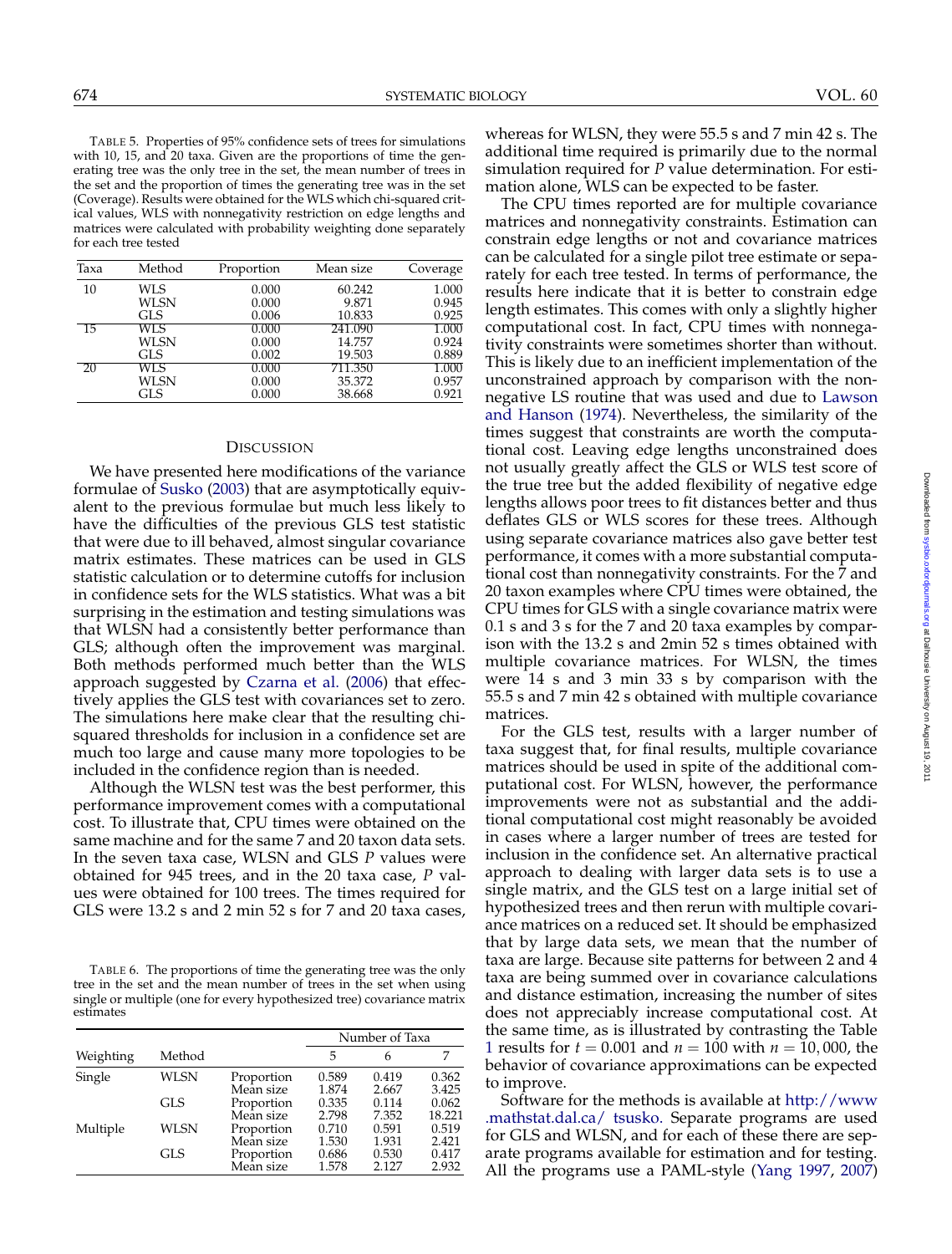TABLE 5. Properties of 95% confidence sets of trees for simulations with 10, 15, and 20 taxa. Given are the proportions of time the generating tree was the only tree in the set, the mean number of trees in the set and the proportion of times the generating tree was in the set (Coverage). Results were obtained for the WLS which chi-squared critical values, WLS with nonnegativity restriction on edge lengths and matrices were calculated with probability weighting done separately for each tree tested

| Taxa | Method | Proportion | Mean size | Coverage |
|---|---|---|---|---|
| 10 | WLS | 0.000 | 60.242 | 1.000 |
| | WLSN | 0.000 | 9.871 | 0.945 |
| | GLS | 0.006 | 10.833 | 0.925 |
| 15 | WLS | 0.000 | 241.090 | 1.000 |
| | WLSN | 0.000 | 14.757 | 0.924 |
| | GLS | 0.002 | 19.503 | 0.889 |
| 20 | WLS | 0.000 | 711.350 | 1.000 |
| | WLSN | 0.000 | 35.372 | 0.957 |
| | GLS | 0.000 | 38.668 | 0.921 |

## DISCUSSION

We have presented here modifications of the variance formulae of Susko (2003) that are asymptotically equivalent to the previous formulae but much less likely to have the difficulties of the previous GLS test statistic that were due to ill behaved, almost singular covariance matrix estimates. These matrices can be used in GLS statistic calculation or to determine cutoffs for inclusion in confidence sets for the WLS statistics. What was a bit surprising in the estimation and testing simulations was that WLSN had a consistently better performance than GLS; although often the improvement was marginal. Both methods performed much better than the WLS approach suggested by Czarna et al. (2006) that effectively applies the GLS test with covariances set to zero. The simulations here make clear that the resulting chi-squared thresholds for inclusion in a confidence set are much too large and cause many more topologies to be included in the confidence region than is needed.

Although the WLSN test was the best performer, this performance improvement comes with a computational cost. To illustrate that, CPU times were obtained on the same machine and for the same 7 and 20 taxon data sets. In the seven taxa case, WLSN and GLS $P$ values were obtained for 945 trees, and in the 20 taxa case, $P$ values were obtained for 100 trees. The times required for GLS were 13.2 s and 2 min 52 s for 7 and 20 taxa cases, whereas for WLSN, they were 55.5 s and 7 min 42 s. The additional time required is primarily due to the normal simulation required for $P$ value determination. For estimation alone, WLS can be expected to be faster.

The CPU times reported are for multiple covariance matrices and nonnegativity constraints. Estimation can constrain edge lengths or not and covariance matrices can be calculated for a single pilot tree estimate or separately for each tree tested. In terms of performance, the results here indicate that it is better to constrain edge length estimates. This comes with only a slightly higher computational cost. In fact, CPU times with nonnegativity constraints were sometimes shorter than without. This is likely due to an inefficient implementation of the unconstrained approach by comparison with the nonnegative LS routine that was used and due to Lawson and Hanson (1974). Nevertheless, the similarity of the times suggest that constraints are worth the computational cost. Leaving edge lengths unconstrained does not usually greatly affect the GLS or WLS test score of the true tree but the added flexibility of negative edge lengths allows poor trees to fit distances better and thus deflates GLS or WLS scores for these trees. Although using separate covariance matrices also gave better test performance, it comes with a more substantial computational cost than nonnegativity constraints. For the 7 and 20 taxon examples where CPU times were obtained, the CPU times for GLS with a single covariance matrix were 0.1 s and 3 s for the 7 and 20 taxa examples by comparison with the 13.2 s and 2min 52 s times obtained with multiple covariance matrices. For WLSN, the times were 14 s and 3 min 33 s by comparison with the 55.5 s and 7 min 42 s obtained with multiple covariance matrices.

For the GLS test, results with a larger number of taxa suggest that, for final results, multiple covariance matrices should be used in spite of the additional computational cost. For WLSN, however, the performance improvements were not as substantial and the additional computational cost might reasonably be avoided in cases where a larger number of trees are tested for inclusion in the confidence set. An alternative practical approach to dealing with larger data sets is to use a single matrix, and the GLS test on a large initial set of hypothesized trees and then rerun with multiple covariance matrices on a reduced set. It should be emphasized that by large data sets, we mean that the number of taxa are large. Because site patterns for between 2 and 4 taxa are being summed over in covariance calculations and distance estimation, increasing the number of sites does not appreciably increase computational cost. At the same time, as is illustrated by contrasting the Table 1 results for $t = 0.001$ and $n = 100$ with $n = 10,000$, the behavior of covariance approximations can be expected to improve.

Software for the methods is available at http://www.mathstat.dal.ca/~tsusko. Separate programs are used for GLS and WLSN, and for each of these there are separate programs available for estimation and for testing. All the programs use a PAML-style (Yang 1997, 2007)

TABLE 6. The proportions of time the generating tree was the only tree in the set and the mean number of trees in the set when using single or multiple (one for every hypothesized tree) covariance matrix estimates

| Weighting | Method | | Number of Taxa | | |
|---|---|---|---|---|---|
| | | | 5 | 6 | 7 |
| Single | WLSN | Proportion | 0.589 | 0.419 | 0.362 |
| | | Mean size | 1.874 | 2.667 | 3.425 |
| | GLS | Proportion | 0.335 | 0.114 | 0.062 |
| | | Mean size | 2.798 | 7.352 | 18.221 |
| Multiple | WLSN | Proportion | 0.710 | 0.591 | 0.519 |
| | | Mean size | 1.530 | 1.931 | 2.421 |
| | GLS | Proportion | 0.686 | 0.530 | 0.417 |
| | | Mean size | 1.578 | 2.127 | 2.932 |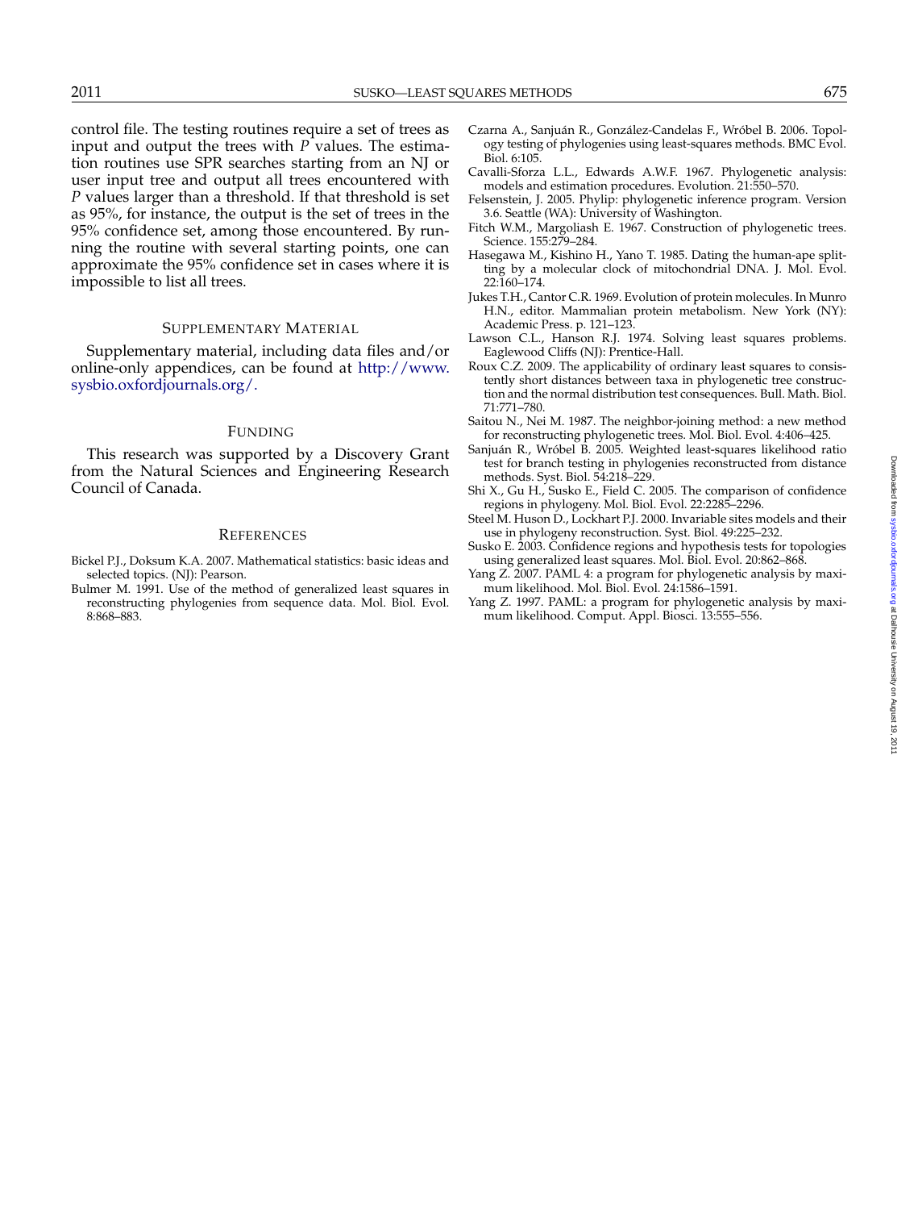control file. The testing routines require a set of trees as input and output the trees with $P$ values. The estimation routines use SPR searches starting from an NJ or user input tree and output all trees encountered with $P$ values larger than a threshold. If that threshold is set as 95%, for instance, the output is the set of trees in the 95% confidence set, among those encountered. By running the routine with several starting points, one can approximate the 95% confidence set in cases where it is impossible to list all trees.

## Supplementary Material

Supplementary material, including data files and/or online-only appendices, can be found at http://www.sysbio.oxfordjournals.org/.

## Funding

This research was supported by a Discovery Grant from the Natural Sciences and Engineering Research Council of Canada.

## References

Bickel P.J., Doksum K.A. 2007. Mathematical statistics: basic ideas and selected topics. (NJ): Pearson.

Bulmer M. 1991. Use of the method of generalized least squares in reconstructing phylogenies from sequence data. Mol. Biol. Evol. 8:868–883.

Czarna A., Sanjuán R., González-Candelas F., Wróbel B. 2006. Topology testing of phylogenies using least-squares methods. BMC Evol. Biol. 6:105.

Cavalli-Sforza L.L., Edwards A.W.F. 1967. Phylogenetic analysis: models and estimation procedures. Evolution. 21:550–570.

Felsenstein, J. 2005. Phylip: phylogenetic inference program. Version 3.6. Seattle (WA): University of Washington.

Fitch W.M., Margoliash E. 1967. Construction of phylogenetic trees. Science. 155:279–284.

Hasegawa M., Kishino H., Yano T. 1985. Dating the human-ape splitting by a molecular clock of mitochondrial DNA. J. Mol. Evol. 22:160–174.

Jukes T.H., Cantor C.R. 1969. Evolution of protein molecules. In Munro H.N., editor. Mammalian protein metabolism. New York (NY): Academic Press. p. 121–123.

Lawson C.L., Hanson R.J. 1974. Solving least squares problems. Eaglewood Cliffs (NJ): Prentice-Hall.

Roux C.Z. 2009. The applicability of ordinary least squares to consistently short distances between taxa in phylogenetic tree construction and the normal distribution test consequences. Bull. Math. Biol. 71:771–780.

Saitou N., Nei M. 1987. The neighbor-joining method: a new method for reconstructing phylogenetic trees. Mol. Biol. Evol. 4:406–425.

Sanjuán R., Wróbel B. 2005. Weighted least-squares likelihood ratio test for branch testing in phylogenies reconstructed from distance methods. Syst. Biol. 54:218–229.

Shi X., Gu H., Susko E., Field C. 2005. The comparison of confidence regions in phylogeny. Mol. Biol. Evol. 22:2285–2296.

Steel M. Huson D., Lockhart P.J. 2000. Invariable sites models and their use in phylogeny reconstruction. Syst. Biol. 49:225–232.

Susko E. 2003. Confidence regions and hypothesis tests for topologies using generalized least squares. Mol. Biol. Evol. 20:862–868.

Yang Z. 2007. PAML 4: a program for phylogenetic analysis by maximum likelihood. Mol. Biol. Evol. 24:1586–1591.

Yang Z. 1997. PAML: a program for phylogenetic analysis by maximum likelihood. Comput. Appl. Biosci. 13:555–556.